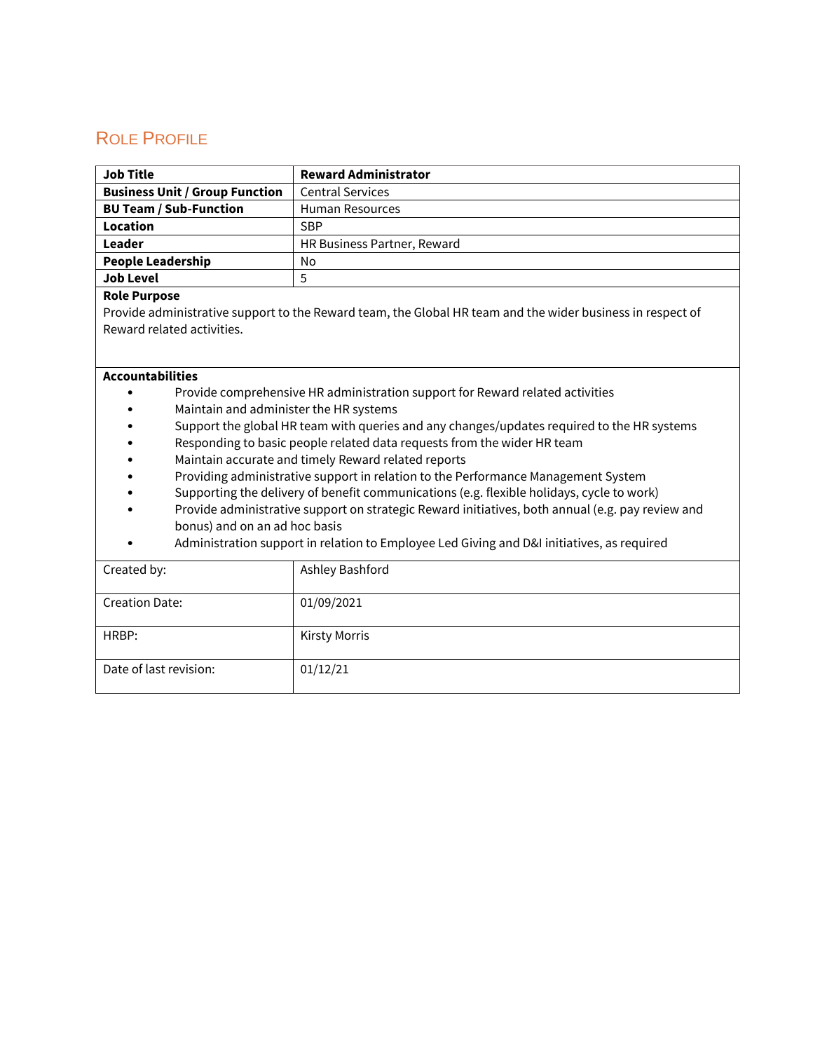# Role Profile

| **Job Title** | **Reward Administrator** |
|---|---|
| **Business Unit / Group Function** | Central Services |
| **BU Team / Sub-Function** | Human Resources |
| **Location** | SBP |
| **Leader** | HR Business Partner, Reward |
| **People Leadership** | No |
| **Job Level** | 5 |

**Role Purpose**

Provide administrative support to the Reward team, the Global HR team and the wider business in respect of Reward related activities.

**Accountabilities**

- Provide comprehensive HR administration support for Reward related activities
- Maintain and administer the HR systems
- Support the global HR team with queries and any changes/updates required to the HR systems
- Responding to basic people related data requests from the wider HR team
- Maintain accurate and timely Reward related reports
- Providing administrative support in relation to the Performance Management System
- Supporting the delivery of benefit communications (e.g. flexible holidays, cycle to work)
- Provide administrative support on strategic Reward initiatives, both annual (e.g. pay review and bonus) and on an ad hoc basis
- Administration support in relation to Employee Led Giving and D&I initiatives, as required

| Created by: | Ashley Bashford |
|---|---|
| Creation Date: | 01/09/2021 |
| HRBP: | Kirsty Morris |
| Date of last revision: | 01/12/21 |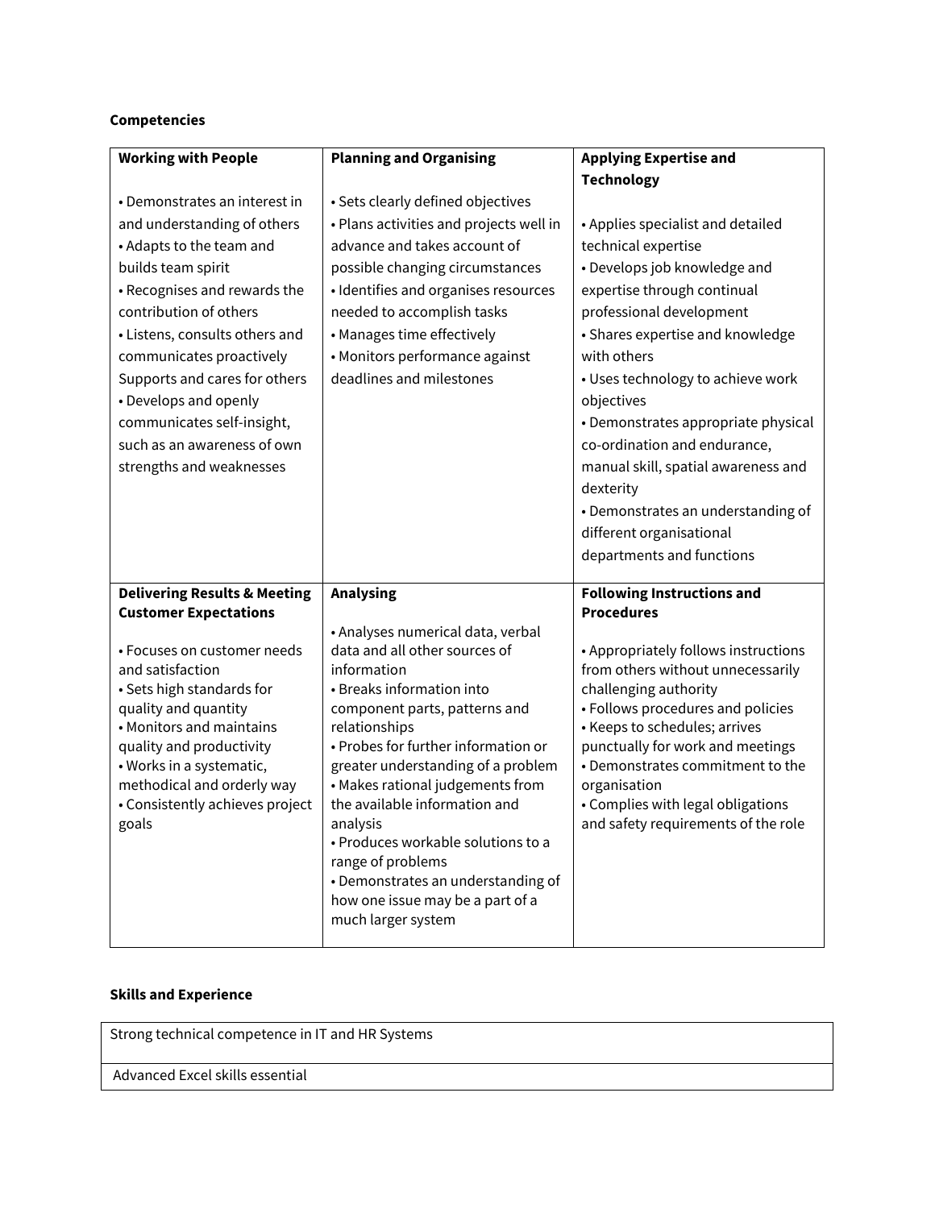**Competencies**

| **Working with People** | **Planning and Organising** | **Applying Expertise and Technology** |
|---|---|---|
| • Demonstrates an interest in and understanding of others<br>• Adapts to the team and builds team spirit<br>• Recognises and rewards the contribution of others<br>• Listens, consults others and communicates proactively<br>Supports and cares for others<br>• Develops and openly communicates self-insight, such as an awareness of own strengths and weaknesses | • Sets clearly defined objectives<br>• Plans activities and projects well in advance and takes account of possible changing circumstances<br>• Identifies and organises resources needed to accomplish tasks<br>• Manages time effectively<br>• Monitors performance against deadlines and milestones | • Applies specialist and detailed technical expertise<br>• Develops job knowledge and expertise through continual professional development<br>• Shares expertise and knowledge with others<br>• Uses technology to achieve work objectives<br>• Demonstrates appropriate physical co-ordination and endurance, manual skill, spatial awareness and dexterity<br>• Demonstrates an understanding of different organisational departments and functions |
| **Delivering Results & Meeting Customer Expectations**<br><br>• Focuses on customer needs and satisfaction<br>• Sets high standards for quality and quantity<br>• Monitors and maintains quality and productivity<br>• Works in a systematic, methodical and orderly way<br>• Consistently achieves project goals | **Analysing**<br><br>• Analyses numerical data, verbal data and all other sources of information<br>• Breaks information into component parts, patterns and relationships<br>• Probes for further information or greater understanding of a problem<br>• Makes rational judgements from the available information and analysis<br>• Produces workable solutions to a range of problems<br>• Demonstrates an understanding of how one issue may be a part of a much larger system | **Following Instructions and Procedures**<br><br>• Appropriately follows instructions from others without unnecessarily challenging authority<br>• Follows procedures and policies<br>• Keeps to schedules; arrives punctually for work and meetings<br>• Demonstrates commitment to the organisation<br>• Complies with legal obligations and safety requirements of the role |

**Skills and Experience**

| Strong technical competence in IT and HR Systems |
|---|
| Advanced Excel skills essential |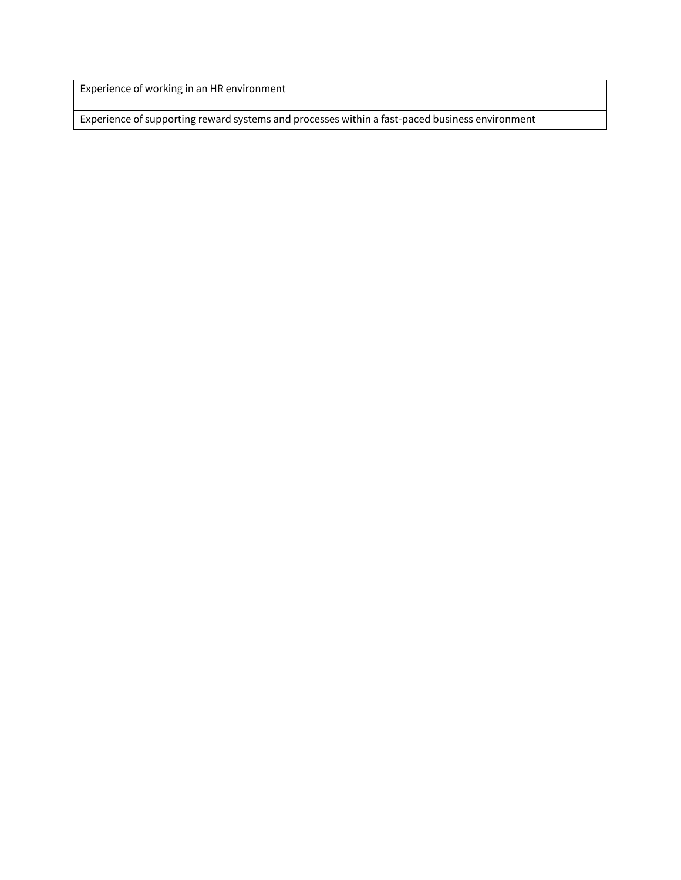| |
|---|
| Experience of working in an HR environment |
| Experience of supporting reward systems and processes within a fast-paced business environment |